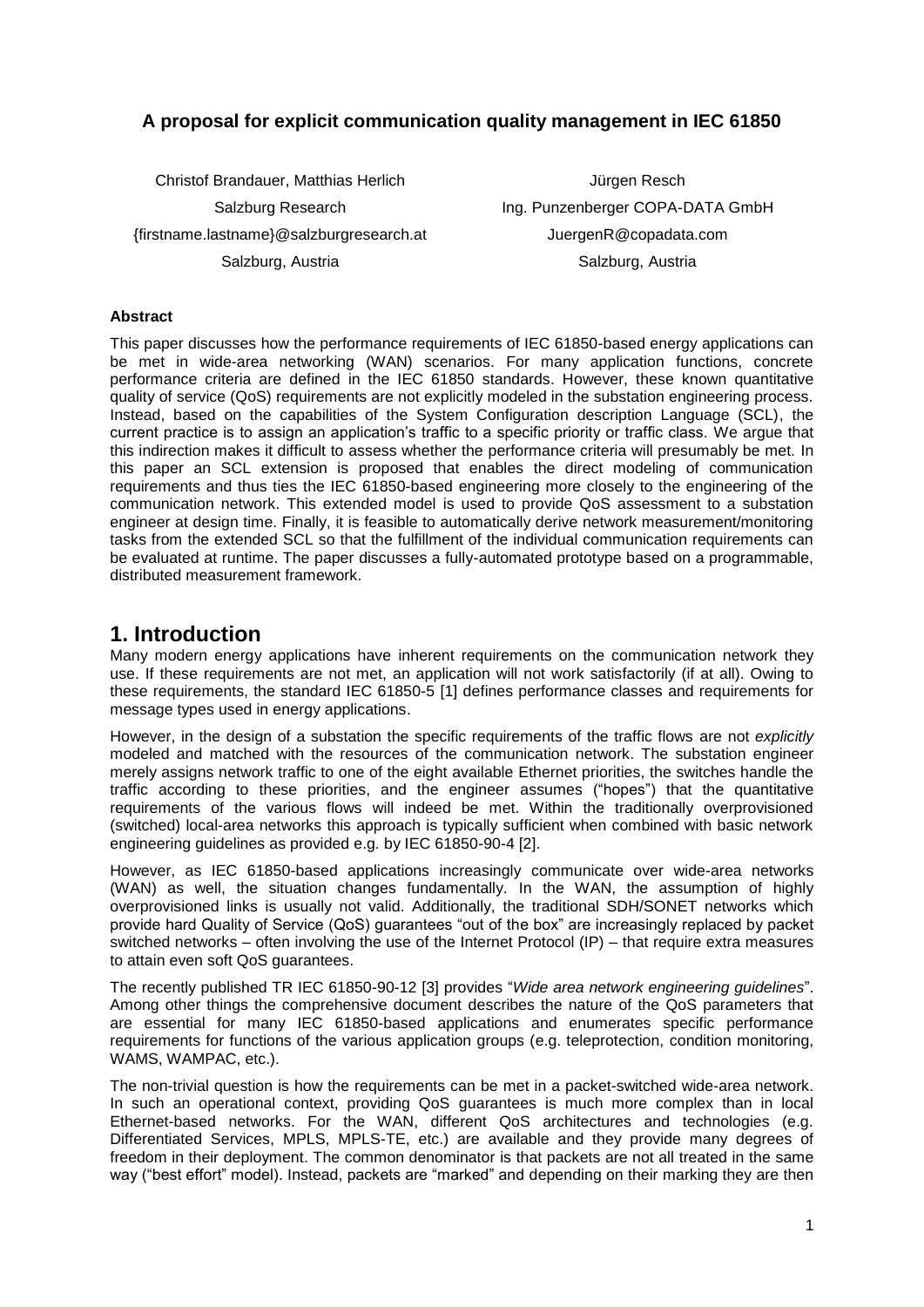# A proposal for explicit communication quality management in IEC 61850

Christof Brandauer, Matthias Herlich
Salzburg Research
{firstname.lastname}@salzburgresearch.at
Salzburg, Austria

Jürgen Resch
Ing. Punzenberger COPA-DATA GmbH
JuergenR@copadata.com
Salzburg, Austria

### Abstract

This paper discusses how the performance requirements of IEC 61850-based energy applications can be met in wide-area networking (WAN) scenarios. For many application functions, concrete performance criteria are defined in the IEC 61850 standards. However, these known quantitative quality of service (QoS) requirements are not explicitly modeled in the substation engineering process. Instead, based on the capabilities of the System Configuration description Language (SCL), the current practice is to assign an application's traffic to a specific priority or traffic class. We argue that this indirection makes it difficult to assess whether the performance criteria will presumably be met. In this paper an SCL extension is proposed that enables the direct modeling of communication requirements and thus ties the IEC 61850-based engineering more closely to the engineering of the communication network. This extended model is used to provide QoS assessment to a substation engineer at design time. Finally, it is feasible to automatically derive network measurement/monitoring tasks from the extended SCL so that the fulfillment of the individual communication requirements can be evaluated at runtime. The paper discusses a fully-automated prototype based on a programmable, distributed measurement framework.

## 1. Introduction

Many modern energy applications have inherent requirements on the communication network they use. If these requirements are not met, an application will not work satisfactorily (if at all). Owing to these requirements, the standard IEC 61850-5 [1] defines performance classes and requirements for message types used in energy applications.

However, in the design of a substation the specific requirements of the traffic flows are not *explicitly* modeled and matched with the resources of the communication network. The substation engineer merely assigns network traffic to one of the eight available Ethernet priorities, the switches handle the traffic according to these priorities, and the engineer assumes ("hopes") that the quantitative requirements of the various flows will indeed be met. Within the traditionally overprovisioned (switched) local-area networks this approach is typically sufficient when combined with basic network engineering guidelines as provided e.g. by IEC 61850-90-4 [2].

However, as IEC 61850-based applications increasingly communicate over wide-area networks (WAN) as well, the situation changes fundamentally. In the WAN, the assumption of highly overprovisioned links is usually not valid. Additionally, the traditional SDH/SONET networks which provide hard Quality of Service (QoS) guarantees "out of the box" are increasingly replaced by packet switched networks – often involving the use of the Internet Protocol (IP) – that require extra measures to attain even soft QoS guarantees.

The recently published TR IEC 61850-90-12 [3] provides "*Wide area network engineering guidelines*". Among other things the comprehensive document describes the nature of the QoS parameters that are essential for many IEC 61850-based applications and enumerates specific performance requirements for functions of the various application groups (e.g. teleprotection, condition monitoring, WAMS, WAMPAC, etc.).

The non-trivial question is how the requirements can be met in a packet-switched wide-area network. In such an operational context, providing QoS guarantees is much more complex than in local Ethernet-based networks. For the WAN, different QoS architectures and technologies (e.g. Differentiated Services, MPLS, MPLS-TE, etc.) are available and they provide many degrees of freedom in their deployment. The common denominator is that packets are not all treated in the same way ("best effort" model). Instead, packets are "marked" and depending on their marking they are then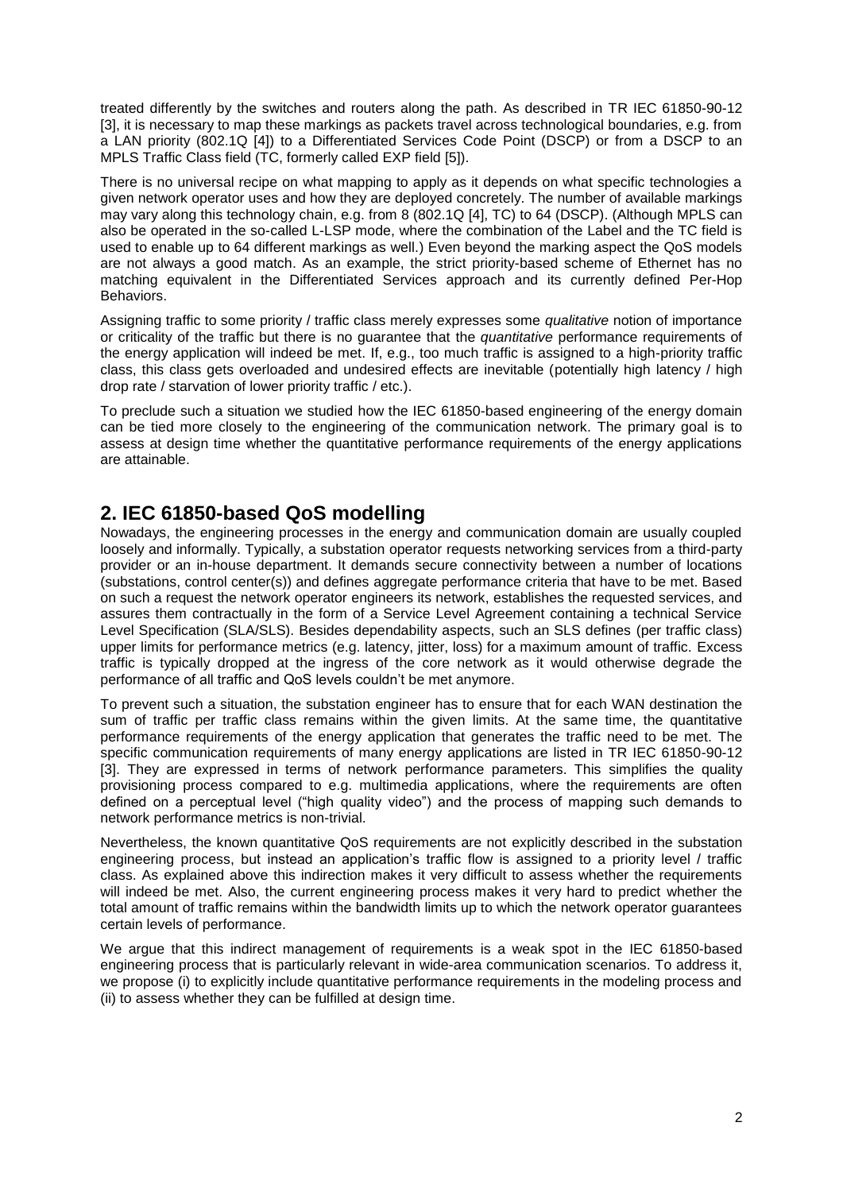treated differently by the switches and routers along the path. As described in TR IEC 61850-90-12 [3], it is necessary to map these markings as packets travel across technological boundaries, e.g. from a LAN priority (802.1Q [4]) to a Differentiated Services Code Point (DSCP) or from a DSCP to an MPLS Traffic Class field (TC, formerly called EXP field [5]).

There is no universal recipe on what mapping to apply as it depends on what specific technologies a given network operator uses and how they are deployed concretely. The number of available markings may vary along this technology chain, e.g. from 8 (802.1Q [4], TC) to 64 (DSCP). (Although MPLS can also be operated in the so-called L-LSP mode, where the combination of the Label and the TC field is used to enable up to 64 different markings as well.) Even beyond the marking aspect the QoS models are not always a good match. As an example, the strict priority-based scheme of Ethernet has no matching equivalent in the Differentiated Services approach and its currently defined Per-Hop Behaviors.

Assigning traffic to some priority / traffic class merely expresses some *qualitative* notion of importance or criticality of the traffic but there is no guarantee that the *quantitative* performance requirements of the energy application will indeed be met. If, e.g., too much traffic is assigned to a high-priority traffic class, this class gets overloaded and undesired effects are inevitable (potentially high latency / high drop rate / starvation of lower priority traffic / etc.).

To preclude such a situation we studied how the IEC 61850-based engineering of the energy domain can be tied more closely to the engineering of the communication network. The primary goal is to assess at design time whether the quantitative performance requirements of the energy applications are attainable.

## 2. IEC 61850-based QoS modelling

Nowadays, the engineering processes in the energy and communication domain are usually coupled loosely and informally. Typically, a substation operator requests networking services from a third-party provider or an in-house department. It demands secure connectivity between a number of locations (substations, control center(s)) and defines aggregate performance criteria that have to be met. Based on such a request the network operator engineers its network, establishes the requested services, and assures them contractually in the form of a Service Level Agreement containing a technical Service Level Specification (SLA/SLS). Besides dependability aspects, such an SLS defines (per traffic class) upper limits for performance metrics (e.g. latency, jitter, loss) for a maximum amount of traffic. Excess traffic is typically dropped at the ingress of the core network as it would otherwise degrade the performance of all traffic and QoS levels couldn't be met anymore.

To prevent such a situation, the substation engineer has to ensure that for each WAN destination the sum of traffic per traffic class remains within the given limits. At the same time, the quantitative performance requirements of the energy application that generates the traffic need to be met. The specific communication requirements of many energy applications are listed in TR IEC 61850-90-12 [3]. They are expressed in terms of network performance parameters. This simplifies the quality provisioning process compared to e.g. multimedia applications, where the requirements are often defined on a perceptual level ("high quality video") and the process of mapping such demands to network performance metrics is non-trivial.

Nevertheless, the known quantitative QoS requirements are not explicitly described in the substation engineering process, but instead an application's traffic flow is assigned to a priority level / traffic class. As explained above this indirection makes it very difficult to assess whether the requirements will indeed be met. Also, the current engineering process makes it very hard to predict whether the total amount of traffic remains within the bandwidth limits up to which the network operator guarantees certain levels of performance.

We argue that this indirect management of requirements is a weak spot in the IEC 61850-based engineering process that is particularly relevant in wide-area communication scenarios. To address it, we propose (i) to explicitly include quantitative performance requirements in the modeling process and (ii) to assess whether they can be fulfilled at design time.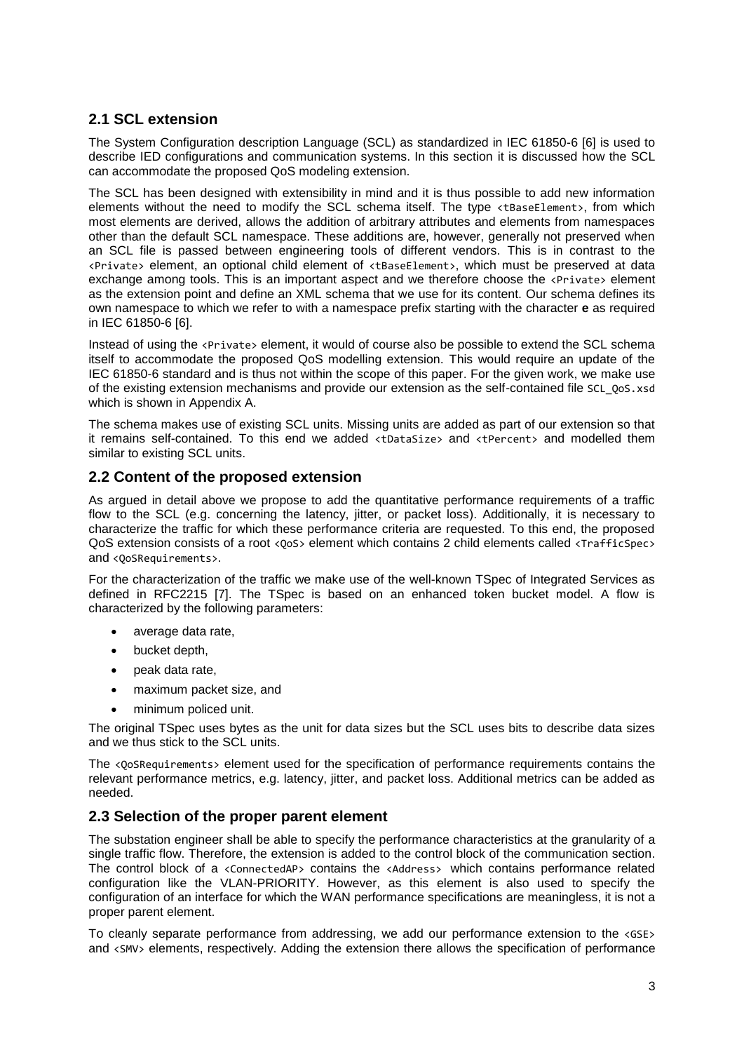## 2.1 SCL extension

The System Configuration description Language (SCL) as standardized in IEC 61850-6 [6] is used to describe IED configurations and communication systems. In this section it is discussed how the SCL can accommodate the proposed QoS modeling extension.

The SCL has been designed with extensibility in mind and it is thus possible to add new information elements without the need to modify the SCL schema itself. The type `<tBaseElement>`, from which most elements are derived, allows the addition of arbitrary attributes and elements from namespaces other than the default SCL namespace. These additions are, however, generally not preserved when an SCL file is passed between engineering tools of different vendors. This is in contrast to the `<Private>` element, an optional child element of `<tBaseElement>`, which must be preserved at data exchange among tools. This is an important aspect and we therefore choose the `<Private>` element as the extension point and define an XML schema that we use for its content. Our schema defines its own namespace to which we refer to with a namespace prefix starting with the character **e** as required in IEC 61850-6 [6].

Instead of using the `<Private>` element, it would of course also be possible to extend the SCL schema itself to accommodate the proposed QoS modelling extension. This would require an update of the IEC 61850-6 standard and is thus not within the scope of this paper. For the given work, we make use of the existing extension mechanisms and provide our extension as the self-contained file `SCL_QoS.xsd` which is shown in Appendix A.

The schema makes use of existing SCL units. Missing units are added as part of our extension so that it remains self-contained. To this end we added `<tDataSize>` and `<tPercent>` and modelled them similar to existing SCL units.

## 2.2 Content of the proposed extension

As argued in detail above we propose to add the quantitative performance requirements of a traffic flow to the SCL (e.g. concerning the latency, jitter, or packet loss). Additionally, it is necessary to characterize the traffic for which these performance criteria are requested. To this end, the proposed QoS extension consists of a root `<QoS>` element which contains 2 child elements called `<TrafficSpec>` and `<QoSRequirements>`.

For the characterization of the traffic we make use of the well-known TSpec of Integrated Services as defined in RFC2215 [7]. The TSpec is based on an enhanced token bucket model. A flow is characterized by the following parameters:

- average data rate,
- bucket depth,
- peak data rate,
- maximum packet size, and
- minimum policed unit.

The original TSpec uses bytes as the unit for data sizes but the SCL uses bits to describe data sizes and we thus stick to the SCL units.

The `<QoSRequirements>` element used for the specification of performance requirements contains the relevant performance metrics, e.g. latency, jitter, and packet loss. Additional metrics can be added as needed.

## 2.3 Selection of the proper parent element

The substation engineer shall be able to specify the performance characteristics at the granularity of a single traffic flow. Therefore, the extension is added to the control block of the communication section. The control block of a `<ConnectedAP>` contains the `<Address>` which contains performance related configuration like the VLAN-PRIORITY. However, as this element is also used to specify the configuration of an interface for which the WAN performance specifications are meaningless, it is not a proper parent element.

To cleanly separate performance from addressing, we add our performance extension to the `<GSE>` and `<SMV>` elements, respectively. Adding the extension there allows the specification of performance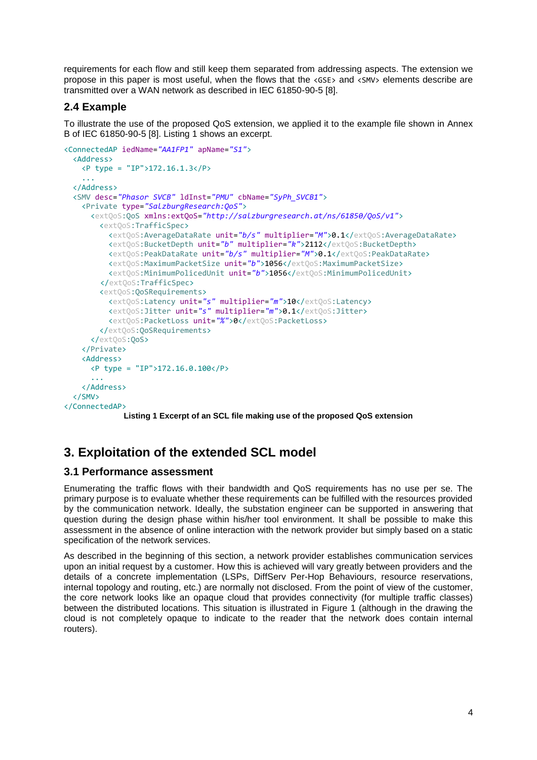requirements for each flow and still keep them separated from addressing aspects. The extension we propose in this paper is most useful, when the flows that the `<GSE>` and `<SMV>` elements describe are transmitted over a WAN network as described in IEC 61850-90-5 [8].

## 2.4 Example

To illustrate the use of the proposed QoS extension, we applied it to the example file shown in Annex B of IEC 61850-90-5 [8]. Listing 1 shows an excerpt.

```
<ConnectedAP iedName="AA1FP1" apName="S1">
  <Address>
    <P type = "IP">172.16.1.3</P>
    ...
  </Address>
  <SMV desc="Phasor SVCB" ldInst="PMU" cbName="SyPh_SVCB1">
    <Private type="SalzburgResearch:QoS">
      <extQoS:QoS xmlns:extQoS="http://salzburgresearch.at/ns/61850/QoS/v1">
        <extQoS:TrafficSpec>
          <extQoS:AverageDataRate unit="b/s" multiplier="M">0.1</extQoS:AverageDataRate>
          <extQoS:BucketDepth unit="b" multiplier="k">2112</extQoS:BucketDepth>
          <extQoS:PeakDataRate unit="b/s" multiplier="M">0.1</extQoS:PeakDataRate>
          <extQoS:MaximumPacketSize unit="b">1056</extQoS:MaximumPacketSize>
          <extQoS:MinimumPolicedUnit unit="b">1056</extQoS:MinimumPolicedUnit>
        </extQoS:TrafficSpec>
        <extQoS:QoSRequirements>
          <extQoS:Latency unit="s" multiplier="m">10</extQoS:Latency>
          <extQoS:Jitter unit="s" multiplier="m">0.1</extQoS:Jitter>
          <extQoS:PacketLoss unit="%">0</extQoS:PacketLoss>
        </extQoS:QoSRequirements>
      </extQoS:QoS>
    </Private>
    <Address>
      <P type = "IP">172.16.0.100</P>
      ...
    </Address>
  </SMV>
</ConnectedAP>
```

**Listing 1 Excerpt of an SCL file making use of the proposed QoS extension**

# 3. Exploitation of the extended SCL model

## 3.1 Performance assessment

Enumerating the traffic flows with their bandwidth and QoS requirements has no use per se. The primary purpose is to evaluate whether these requirements can be fulfilled with the resources provided by the communication network. Ideally, the substation engineer can be supported in answering that question during the design phase within his/her tool environment. It shall be possible to make this assessment in the absence of online interaction with the network provider but simply based on a static specification of the network services.

As described in the beginning of this section, a network provider establishes communication services upon an initial request by a customer. How this is achieved will vary greatly between providers and the details of a concrete implementation (LSPs, DiffServ Per-Hop Behaviours, resource reservations, internal topology and routing, etc.) are normally not disclosed. From the point of view of the customer, the core network looks like an opaque cloud that provides connectivity (for multiple traffic classes) between the distributed locations. This situation is illustrated in Figure 1 (although in the drawing the cloud is not completely opaque to indicate to the reader that the network does contain internal routers).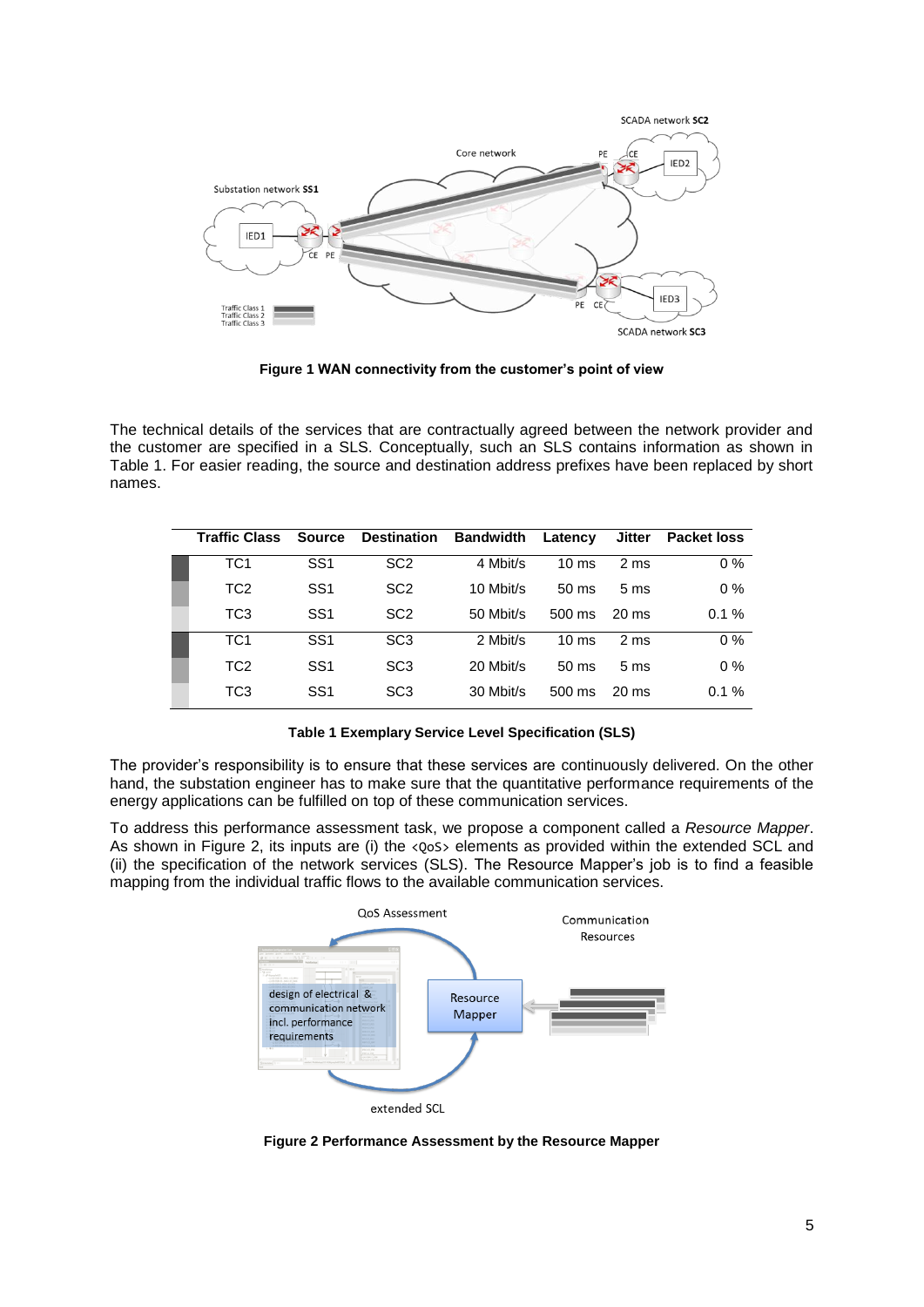**Figure 1 WAN connectivity from the customer's point of view**

The technical details of the services that are contractually agreed between the network provider and the customer are specified in a SLS. Conceptually, such an SLS contains information as shown in Table 1. For easier reading, the source and destination address prefixes have been replaced by short names.

| Traffic Class | Source | Destination | Bandwidth | Latency | Jitter | Packet loss |
|---|---|---|---|---|---|---|
| TC1 | SS1 | SC2 | 4 Mbit/s | 10 ms | 2 ms | 0 % |
| TC2 | SS1 | SC2 | 10 Mbit/s | 50 ms | 5 ms | 0 % |
| TC3 | SS1 | SC2 | 50 Mbit/s | 500 ms | 20 ms | 0.1 % |
| TC1 | SS1 | SC3 | 2 Mbit/s | 10 ms | 2 ms | 0 % |
| TC2 | SS1 | SC3 | 20 Mbit/s | 50 ms | 5 ms | 0 % |
| TC3 | SS1 | SC3 | 30 Mbit/s | 500 ms | 20 ms | 0.1 % |

**Table 1 Exemplary Service Level Specification (SLS)**

The provider's responsibility is to ensure that these services are continuously delivered. On the other hand, the substation engineer has to make sure that the quantitative performance requirements of the energy applications can be fulfilled on top of these communication services.

To address this performance assessment task, we propose a component called a *Resource Mapper*. As shown in Figure 2, its inputs are (i) the `<QoS>` elements as provided within the extended SCL and (ii) the specification of the network services (SLS). The Resource Mapper's job is to find a feasible mapping from the individual traffic flows to the available communication services.

**Figure 2 Performance Assessment by the Resource Mapper**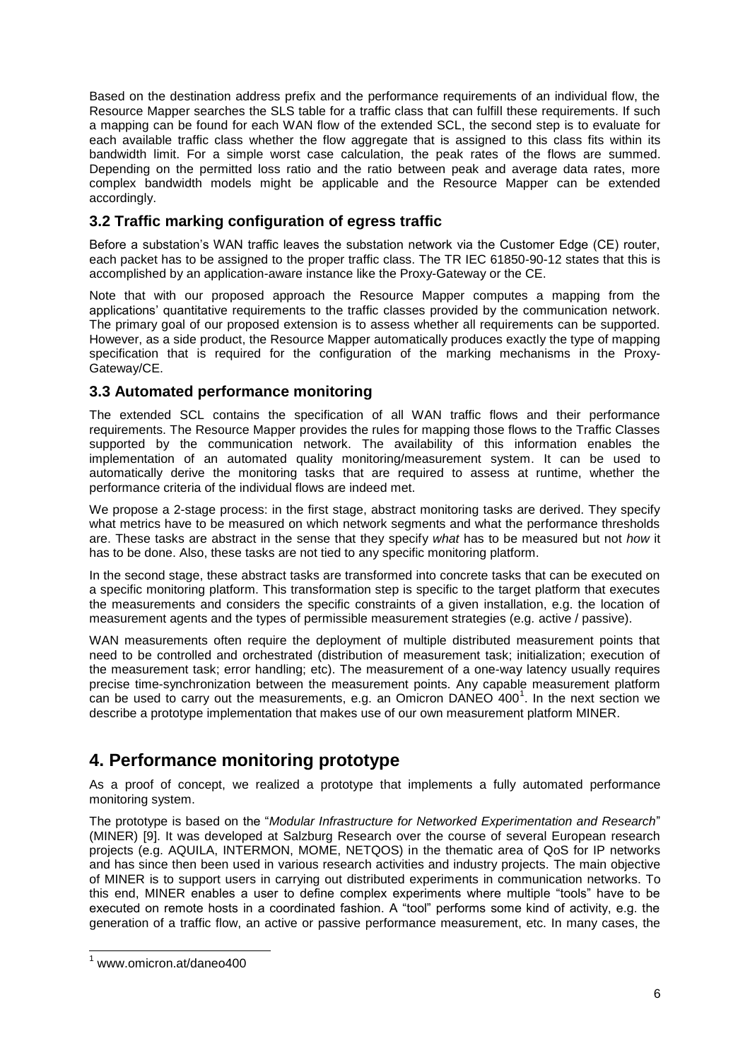Based on the destination address prefix and the performance requirements of an individual flow, the Resource Mapper searches the SLS table for a traffic class that can fulfill these requirements. If such a mapping can be found for each WAN flow of the extended SCL, the second step is to evaluate for each available traffic class whether the flow aggregate that is assigned to this class fits within its bandwidth limit. For a simple worst case calculation, the peak rates of the flows are summed. Depending on the permitted loss ratio and the ratio between peak and average data rates, more complex bandwidth models might be applicable and the Resource Mapper can be extended accordingly.

### 3.2 Traffic marking configuration of egress traffic

Before a substation's WAN traffic leaves the substation network via the Customer Edge (CE) router, each packet has to be assigned to the proper traffic class. The TR IEC 61850-90-12 states that this is accomplished by an application-aware instance like the Proxy-Gateway or the CE.

Note that with our proposed approach the Resource Mapper computes a mapping from the applications' quantitative requirements to the traffic classes provided by the communication network. The primary goal of our proposed extension is to assess whether all requirements can be supported. However, as a side product, the Resource Mapper automatically produces exactly the type of mapping specification that is required for the configuration of the marking mechanisms in the Proxy-Gateway/CE.

### 3.3 Automated performance monitoring

The extended SCL contains the specification of all WAN traffic flows and their performance requirements. The Resource Mapper provides the rules for mapping those flows to the Traffic Classes supported by the communication network. The availability of this information enables the implementation of an automated quality monitoring/measurement system. It can be used to automatically derive the monitoring tasks that are required to assess at runtime, whether the performance criteria of the individual flows are indeed met.

We propose a 2-stage process: in the first stage, abstract monitoring tasks are derived. They specify what metrics have to be measured on which network segments and what the performance thresholds are. These tasks are abstract in the sense that they specify *what* has to be measured but not *how* it has to be done. Also, these tasks are not tied to any specific monitoring platform.

In the second stage, these abstract tasks are transformed into concrete tasks that can be executed on a specific monitoring platform. This transformation step is specific to the target platform that executes the measurements and considers the specific constraints of a given installation, e.g. the location of measurement agents and the types of permissible measurement strategies (e.g. active / passive).

WAN measurements often require the deployment of multiple distributed measurement points that need to be controlled and orchestrated (distribution of measurement task; initialization; execution of the measurement task; error handling; etc). The measurement of a one-way latency usually requires precise time-synchronization between the measurement points. Any capable measurement platform can be used to carry out the measurements, e.g. an Omicron DANEO 400[1]. In the next section we describe a prototype implementation that makes use of our own measurement platform MINER.

## 4. Performance monitoring prototype

As a proof of concept, we realized a prototype that implements a fully automated performance monitoring system.

The prototype is based on the "*Modular Infrastructure for Networked Experimentation and Research*" (MINER) [9]. It was developed at Salzburg Research over the course of several European research projects (e.g. AQUILA, INTERMON, MOME, NETQOS) in the thematic area of QoS for IP networks and has since then been used in various research activities and industry projects. The main objective of MINER is to support users in carrying out distributed experiments in communication networks. To this end, MINER enables a user to define complex experiments where multiple "tools" have to be executed on remote hosts in a coordinated fashion. A "tool" performs some kind of activity, e.g. the generation of a traffic flow, an active or passive performance measurement, etc. In many cases, the

[1] www.omicron.at/daneo400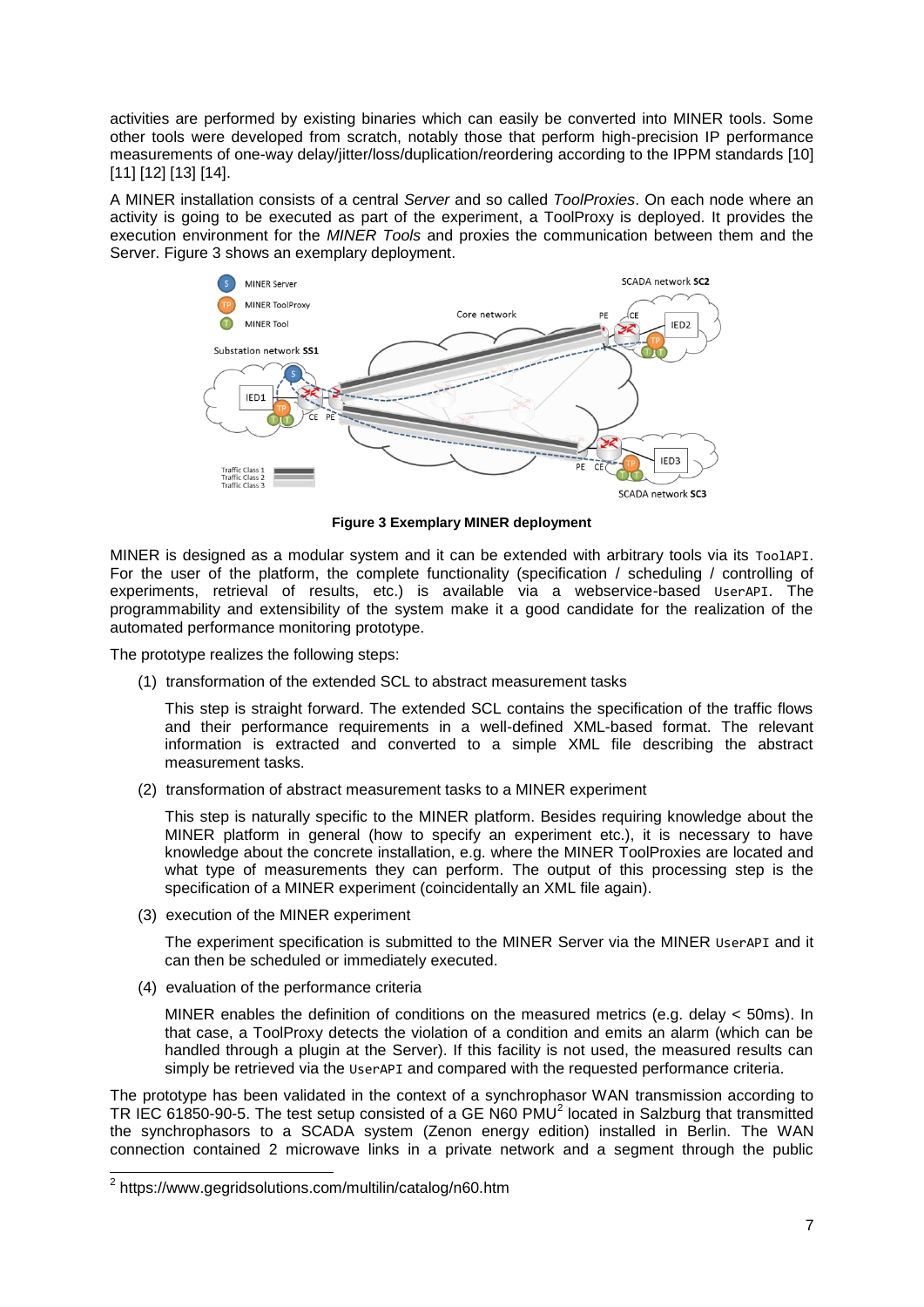activities are performed by existing binaries which can easily be converted into MINER tools. Some other tools were developed from scratch, notably those that perform high-precision IP performance measurements of one-way delay/jitter/loss/duplication/reordering according to the IPPM standards [10] [11] [12] [13] [14].

A MINER installation consists of a central *Server* and so called *ToolProxies*. On each node where an activity is going to be executed as part of the experiment, a ToolProxy is deployed. It provides the execution environment for the *MINER Tools* and proxies the communication between them and the Server. Figure 3 shows an exemplary deployment.

**Figure 3 Exemplary MINER deployment**

MINER is designed as a modular system and it can be extended with arbitrary tools via its `ToolAPI`. For the user of the platform, the complete functionality (specification / scheduling / controlling of experiments, retrieval of results, etc.) is available via a webservice-based `UserAPI`. The programmability and extensibility of the system make it a good candidate for the realization of the automated performance monitoring prototype.

The prototype realizes the following steps:

(1) transformation of the extended SCL to abstract measurement tasks

This step is straight forward. The extended SCL contains the specification of the traffic flows and their performance requirements in a well-defined XML-based format. The relevant information is extracted and converted to a simple XML file describing the abstract measurement tasks.

(2) transformation of abstract measurement tasks to a MINER experiment

This step is naturally specific to the MINER platform. Besides requiring knowledge about the MINER platform in general (how to specify an experiment etc.), it is necessary to have knowledge about the concrete installation, e.g. where the MINER ToolProxies are located and what type of measurements they can perform. The output of this processing step is the specification of a MINER experiment (coincidentally an XML file again).

(3) execution of the MINER experiment

The experiment specification is submitted to the MINER Server via the MINER `UserAPI` and it can then be scheduled or immediately executed.

(4) evaluation of the performance criteria

MINER enables the definition of conditions on the measured metrics (e.g. delay < 50ms). In that case, a ToolProxy detects the violation of a condition and emits an alarm (which can be handled through a plugin at the Server). If this facility is not used, the measured results can simply be retrieved via the `UserAPI` and compared with the requested performance criteria.

The prototype has been validated in the context of a synchrophasor WAN transmission according to TR IEC 61850-90-5. The test setup consisted of a GE N60 PMU[2] located in Salzburg that transmitted the synchrophasors to a SCADA system (Zenon energy edition) installed in Berlin. The WAN connection contained 2 microwave links in a private network and a segment through the public

[2] https://www.gegridsolutions.com/multilin/catalog/n60.htm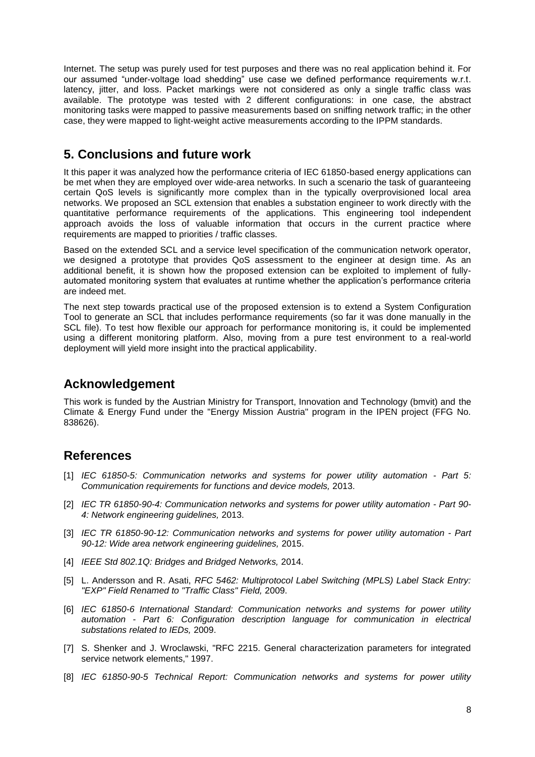Internet. The setup was purely used for test purposes and there was no real application behind it. For our assumed "under-voltage load shedding" use case we defined performance requirements w.r.t. latency, jitter, and loss. Packet markings were not considered as only a single traffic class was available. The prototype was tested with 2 different configurations: in one case, the abstract monitoring tasks were mapped to passive measurements based on sniffing network traffic; in the other case, they were mapped to light-weight active measurements according to the IPPM standards.

## 5. Conclusions and future work

It this paper it was analyzed how the performance criteria of IEC 61850-based energy applications can be met when they are employed over wide-area networks. In such a scenario the task of guaranteeing certain QoS levels is significantly more complex than in the typically overprovisioned local area networks. We proposed an SCL extension that enables a substation engineer to work directly with the quantitative performance requirements of the applications. This engineering tool independent approach avoids the loss of valuable information that occurs in the current practice where requirements are mapped to priorities / traffic classes.

Based on the extended SCL and a service level specification of the communication network operator, we designed a prototype that provides QoS assessment to the engineer at design time. As an additional benefit, it is shown how the proposed extension can be exploited to implement of fully-automated monitoring system that evaluates at runtime whether the application's performance criteria are indeed met.

The next step towards practical use of the proposed extension is to extend a System Configuration Tool to generate an SCL that includes performance requirements (so far it was done manually in the SCL file). To test how flexible our approach for performance monitoring is, it could be implemented using a different monitoring platform. Also, moving from a pure test environment to a real-world deployment will yield more insight into the practical applicability.

## Acknowledgement

This work is funded by the Austrian Ministry for Transport, Innovation and Technology (bmvit) and the Climate & Energy Fund under the "Energy Mission Austria" program in the IPEN project (FFG No. 838626).

## References

[1] *IEC 61850-5: Communication networks and systems for power utility automation - Part 5: Communication requirements for functions and device models,* 2013.

[2] *IEC TR 61850-90-4: Communication networks and systems for power utility automation - Part 90-4: Network engineering guidelines,* 2013.

[3] *IEC TR 61850-90-12: Communication networks and systems for power utility automation - Part 90-12: Wide area network engineering guidelines,* 2015.

[4] *IEEE Std 802.1Q: Bridges and Bridged Networks,* 2014.

[5] L. Andersson and R. Asati, *RFC 5462: Multiprotocol Label Switching (MPLS) Label Stack Entry: "EXP" Field Renamed to "Traffic Class" Field,* 2009.

[6] *IEC 61850-6 International Standard: Communication networks and systems for power utility automation - Part 6: Configuration description language for communication in electrical substations related to IEDs,* 2009.

[7] S. Shenker and J. Wroclawski, "RFC 2215. General characterization parameters for integrated service network elements," 1997.

[8] *IEC 61850-90-5 Technical Report: Communication networks and systems for power utility*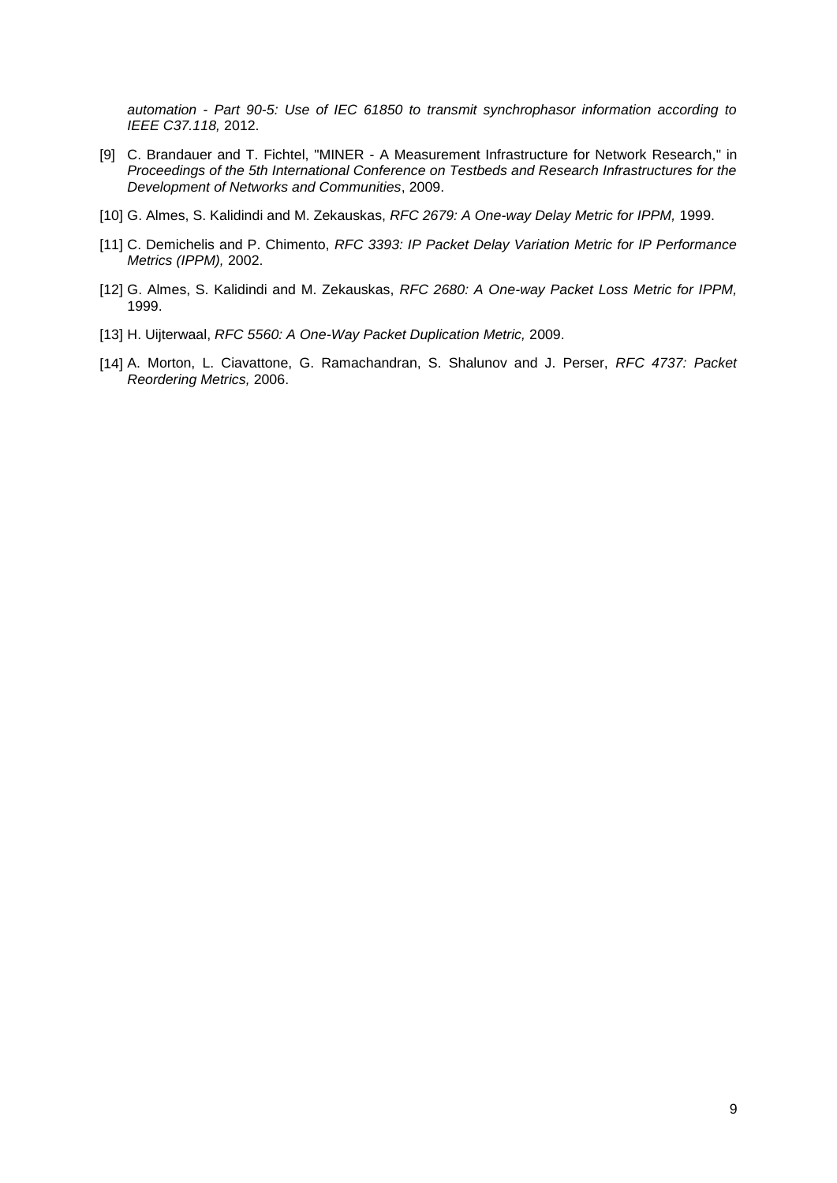*automation - Part 90-5: Use of IEC 61850 to transmit synchrophasor information according to IEEE C37.118,* 2012.

[9] C. Brandauer and T. Fichtel, "MINER - A Measurement Infrastructure for Network Research," in *Proceedings of the 5th International Conference on Testbeds and Research Infrastructures for the Development of Networks and Communities*, 2009.

[10] G. Almes, S. Kalidindi and M. Zekauskas, *RFC 2679: A One-way Delay Metric for IPPM,* 1999.

[11] C. Demichelis and P. Chimento, *RFC 3393: IP Packet Delay Variation Metric for IP Performance Metrics (IPPM),* 2002.

[12] G. Almes, S. Kalidindi and M. Zekauskas, *RFC 2680: A One-way Packet Loss Metric for IPPM,* 1999.

[13] H. Uijterwaal, *RFC 5560: A One-Way Packet Duplication Metric,* 2009.

[14] A. Morton, L. Ciavattone, G. Ramachandran, S. Shalunov and J. Perser, *RFC 4737: Packet Reordering Metrics,* 2006.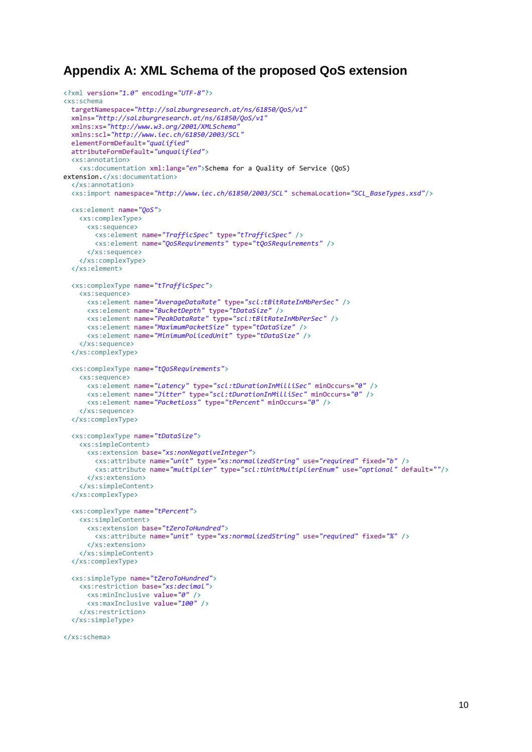# Appendix A: XML Schema of the proposed QoS extension

```
<?xml version="1.0" encoding="UTF-8"?>
<xs:schema
  targetNamespace="http://salzburgresearch.at/ns/61850/QoS/v1"
  xmlns="http://salzburgresearch.at/ns/61850/QoS/v1"
  xmlns:xs="http://www.w3.org/2001/XMLSchema"
  xmlns:scl="http://www.iec.ch/61850/2003/SCL"
  elementFormDefault="qualified"
  attributeFormDefault="unqualified">
  <xs:annotation>
    <xs:documentation xml:lang="en">Schema for a Quality of Service (QoS)
extension.</xs:documentation>
  </xs:annotation>
  <xs:import namespace="http://www.iec.ch/61850/2003/SCL" schemaLocation="SCL_BaseTypes.xsd"/>

  <xs:element name="QoS">
    <xs:complexType>
      <xs:sequence>
        <xs:element name="TrafficSpec" type="tTrafficSpec" />
        <xs:element name="QoSRequirements" type="tQoSRequirements" />
      </xs:sequence>
    </xs:complexType>
  </xs:element>

  <xs:complexType name="tTrafficSpec">
    <xs:sequence>
      <xs:element name="AverageDataRate" type="scl:tBitRateInMbPerSec" />
      <xs:element name="BucketDepth" type="tDataSize" />
      <xs:element name="PeakDataRate" type="scl:tBitRateInMbPerSec" />
      <xs:element name="MaximumPacketSize" type="tDataSize" />
      <xs:element name="MinimumPolicedUnit" type="tDataSize" />
    </xs:sequence>
  </xs:complexType>

  <xs:complexType name="tQoSRequirements">
    <xs:sequence>
      <xs:element name="Latency" type="scl:tDurationInMilliSec" minOccurs="0" />
      <xs:element name="Jitter" type="scl:tDurationInMilliSec" minOccurs="0" />
      <xs:element name="PacketLoss" type="tPercent" minOccurs="0" />
    </xs:sequence>
  </xs:complexType>

  <xs:complexType name="tDataSize">
    <xs:simpleContent>
      <xs:extension base="xs:nonNegativeInteger">
        <xs:attribute name="unit" type="xs:normalizedString" use="required" fixed="b" />
        <xs:attribute name="multiplier" type="scl:tUnitMultiplierEnum" use="optional" default=""/>
      </xs:extension>
    </xs:simpleContent>
  </xs:complexType>

  <xs:complexType name="tPercent">
    <xs:simpleContent>
      <xs:extension base="tZeroToHundred">
        <xs:attribute name="unit" type="xs:normalizedString" use="required" fixed="%" />
      </xs:extension>
    </xs:simpleContent>
  </xs:complexType>

  <xs:simpleType name="tZeroToHundred">
    <xs:restriction base="xs:decimal">
      <xs:minInclusive value="0" />
      <xs:maxInclusive value="100" />
    </xs:restriction>
  </xs:simpleType>

</xs:schema>
```